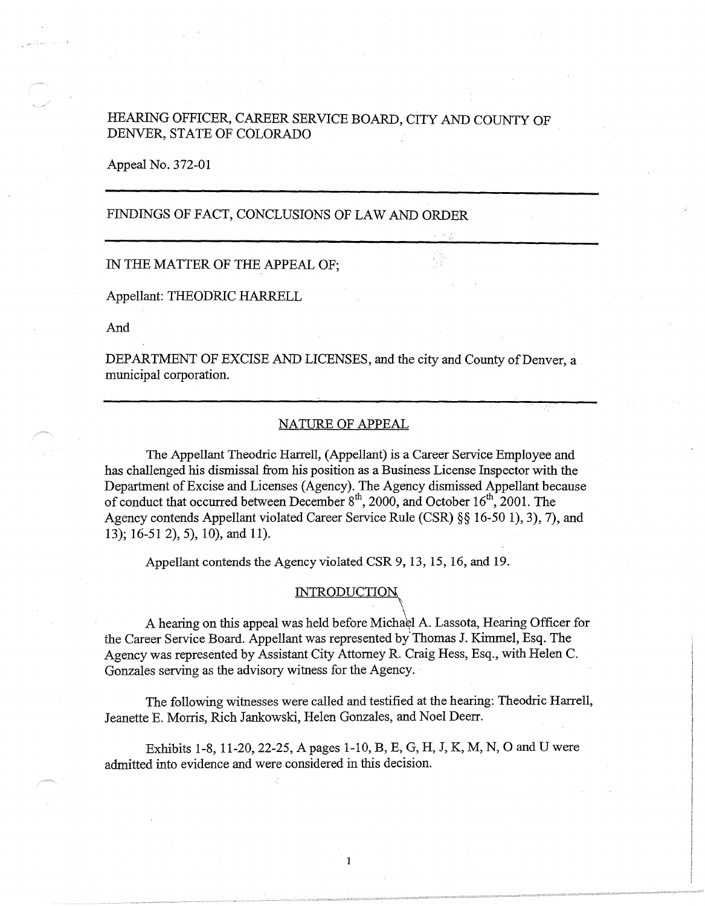HEARING OFFICER, CAREER SERVICE BOARD, CITY AND COUNTY OF DENVER, STATE OF COLORADO

Appeal No. 372-01

---

FINDINGS OF FACT, CONCLUSIONS OF LAW AND ORDER

---

IN THE MATTER OF THE APPEAL OF;

Appellant: THEODRIC HARRELL

And

DEPARTMENT OF EXCISE AND LICENSES, and the city and County of Denver, a municipal corporation.

---

## NATURE OF APPEAL

The Appellant Theodric Harrell, (Appellant) is a Career Service Employee and has challenged his dismissal from his position as a Business License Inspector with the Department of Excise and Licenses (Agency). The Agency dismissed Appellant because of conduct that occurred between December 8th, 2000, and October 16th, 2001. The Agency contends Appellant violated Career Service Rule (CSR) §§ 16-50 1), 3), 7), and 13); 16-51 2), 5), 10), and 11).

Appellant contends the Agency violated CSR 9, 13, 15, 16, and 19.

## INTRODUCTION

A hearing on this appeal was held before Michael A. Lassota, Hearing Officer for the Career Service Board. Appellant was represented by Thomas J. Kimmel, Esq. The Agency was represented by Assistant City Attorney R. Craig Hess, Esq., with Helen C. Gonzales serving as the advisory witness for the Agency.

The following witnesses were called and testified at the hearing: Theodric Harrell, Jeanette E. Morris, Rich Jankowski, Helen Gonzales, and Noel Deerr.

Exhibits 1-8, 11-20, 22-25, A pages 1-10, B, E, G, H, J, K, M, N, O and U were admitted into evidence and were considered in this decision.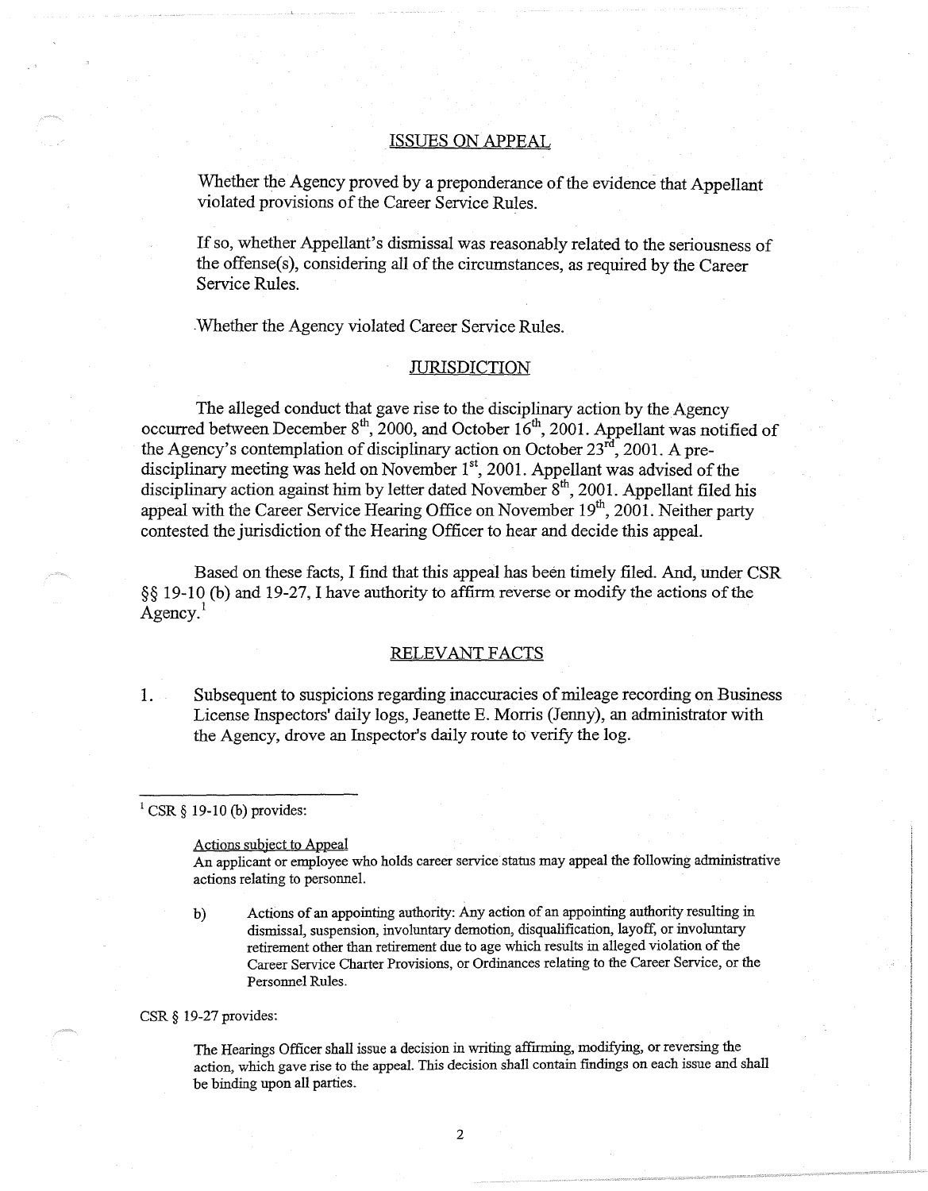## ISSUES ON APPEAL

Whether the Agency proved by a preponderance of the evidence that Appellant violated provisions of the Career Service Rules.

If so, whether Appellant's dismissal was reasonably related to the seriousness of the offense(s), considering all of the circumstances, as required by the Career Service Rules.

Whether the Agency violated Career Service Rules.

## JURISDICTION

The alleged conduct that gave rise to the disciplinary action by the Agency occurred between December 8th, 2000, and October 16th, 2001. Appellant was notified of the Agency's contemplation of disciplinary action on October 23rd, 2001. A pre-disciplinary meeting was held on November 1st, 2001. Appellant was advised of the disciplinary action against him by letter dated November 8th, 2001. Appellant filed his appeal with the Career Service Hearing Office on November 19th, 2001. Neither party contested the jurisdiction of the Hearing Officer to hear and decide this appeal.

Based on these facts, I find that this appeal has been timely filed. And, under CSR §§ 19-10 (b) and 19-27, I have authority to affirm reverse or modify the actions of the Agency.[1]

## RELEVANT FACTS

1. Subsequent to suspicions regarding inaccuracies of mileage recording on Business License Inspectors' daily logs, Jeanette E. Morris (Jenny), an administrator with the Agency, drove an Inspector's daily route to verify the log.

---

[1] CSR § 19-10 (b) provides:

> Actions subject to Appeal
>
> An applicant or employee who holds career service status may appeal the following administrative actions relating to personnel.
>
> b) Actions of an appointing authority: Any action of an appointing authority resulting in dismissal, suspension, involuntary demotion, disqualification, layoff, or involuntary retirement other than retirement due to age which results in alleged violation of the Career Service Charter Provisions, or Ordinances relating to the Career Service, or the Personnel Rules.

CSR § 19-27 provides:

> The Hearings Officer shall issue a decision in writing affirming, modifying, or reversing the action, which gave rise to the appeal. This decision shall contain findings on each issue and shall be binding upon all parties.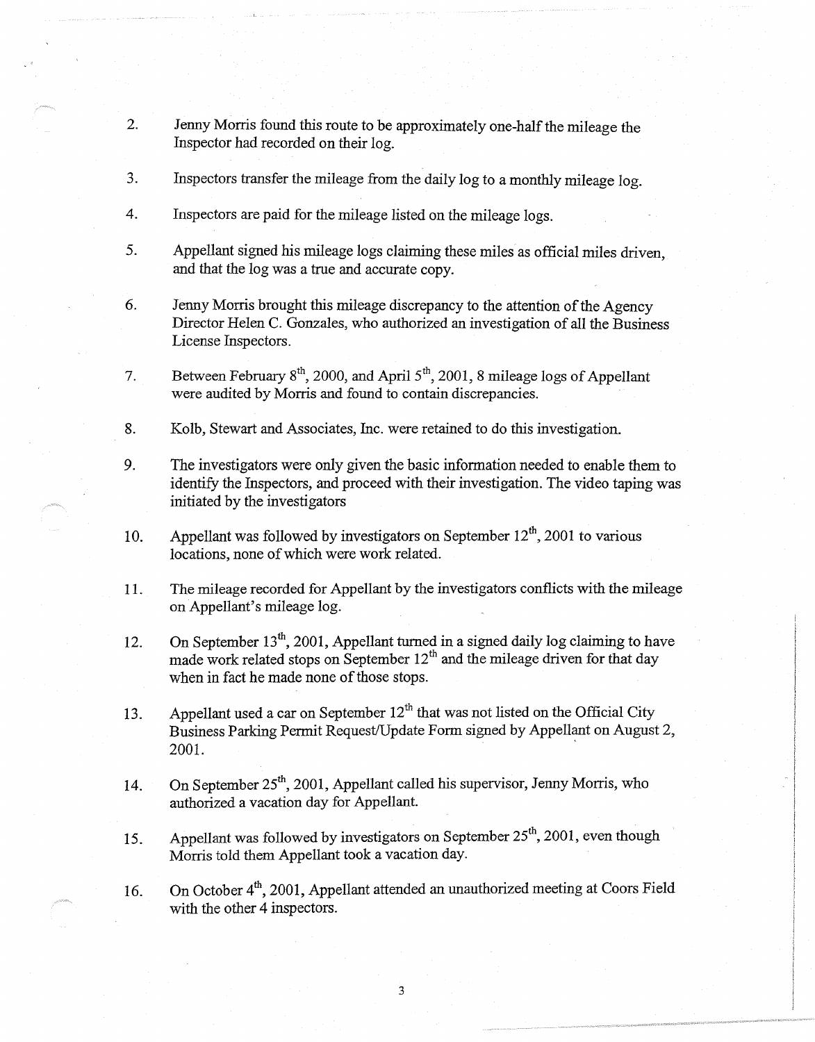2. Jenny Morris found this route to be approximately one-half the mileage the Inspector had recorded on their log.

3. Inspectors transfer the mileage from the daily log to a monthly mileage log.

4. Inspectors are paid for the mileage listed on the mileage logs.

5. Appellant signed his mileage logs claiming these miles as official miles driven, and that the log was a true and accurate copy.

6. Jenny Morris brought this mileage discrepancy to the attention of the Agency Director Helen C. Gonzales, who authorized an investigation of all the Business License Inspectors.

7. Between February 8th, 2000, and April 5th, 2001, 8 mileage logs of Appellant were audited by Morris and found to contain discrepancies.

8. Kolb, Stewart and Associates, Inc. were retained to do this investigation.

9. The investigators were only given the basic information needed to enable them to identify the Inspectors, and proceed with their investigation. The video taping was initiated by the investigators

10. Appellant was followed by investigators on September 12th, 2001 to various locations, none of which were work related.

11. The mileage recorded for Appellant by the investigators conflicts with the mileage on Appellant's mileage log.

12. On September 13th, 2001, Appellant turned in a signed daily log claiming to have made work related stops on September 12th and the mileage driven for that day when in fact he made none of those stops.

13. Appellant used a car on September 12th that was not listed on the Official City Business Parking Permit Request/Update Form signed by Appellant on August 2, 2001.

14. On September 25th, 2001, Appellant called his supervisor, Jenny Morris, who authorized a vacation day for Appellant.

15. Appellant was followed by investigators on September 25th, 2001, even though Morris told them Appellant took a vacation day.

16. On October 4th, 2001, Appellant attended an unauthorized meeting at Coors Field with the other 4 inspectors.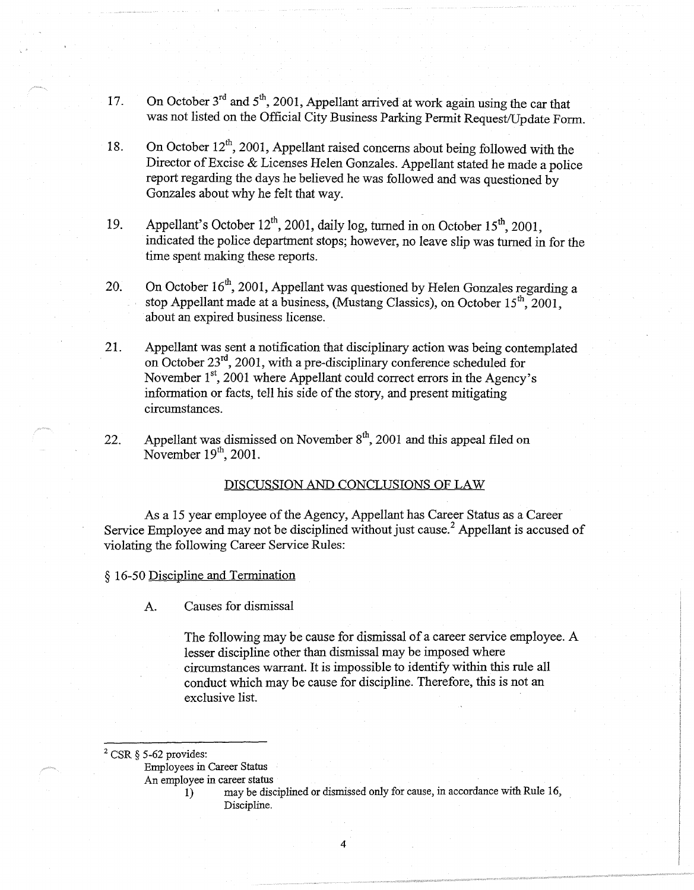17. On October 3rd and 5th, 2001, Appellant arrived at work again using the car that was not listed on the Official City Business Parking Permit Request/Update Form.

18. On October 12th, 2001, Appellant raised concerns about being followed with the Director of Excise & Licenses Helen Gonzales. Appellant stated he made a police report regarding the days he believed he was followed and was questioned by Gonzales about why he felt that way.

19. Appellant's October 12th, 2001, daily log, turned in on October 15th, 2001, indicated the police department stops; however, no leave slip was turned in for the time spent making these reports.

20. On October 16th, 2001, Appellant was questioned by Helen Gonzales regarding a stop Appellant made at a business, (Mustang Classics), on October 15th, 2001, about an expired business license.

21. Appellant was sent a notification that disciplinary action was being contemplated on October 23rd, 2001, with a pre-disciplinary conference scheduled for November 1st, 2001 where Appellant could correct errors in the Agency's information or facts, tell his side of the story, and present mitigating circumstances.

22. Appellant was dismissed on November 8th, 2001 and this appeal filed on November 19th, 2001.

## DISCUSSION AND CONCLUSIONS OF LAW

As a 15 year employee of the Agency, Appellant has Career Status as a Career Service Employee and may not be disciplined without just cause.[2] Appellant is accused of violating the following Career Service Rules:

§ 16-50 Discipline and Termination

> A. Causes for dismissal
>
> The following may be cause for dismissal of a career service employee. A lesser discipline other than dismissal may be imposed where circumstances warrant. It is impossible to identify within this rule all conduct which may be cause for discipline. Therefore, this is not an exclusive list.

---

[2] CSR § 5-62 provides:

Employees in Career Status

An employee in career status

1) may be disciplined or dismissed only for cause, in accordance with Rule 16, Discipline.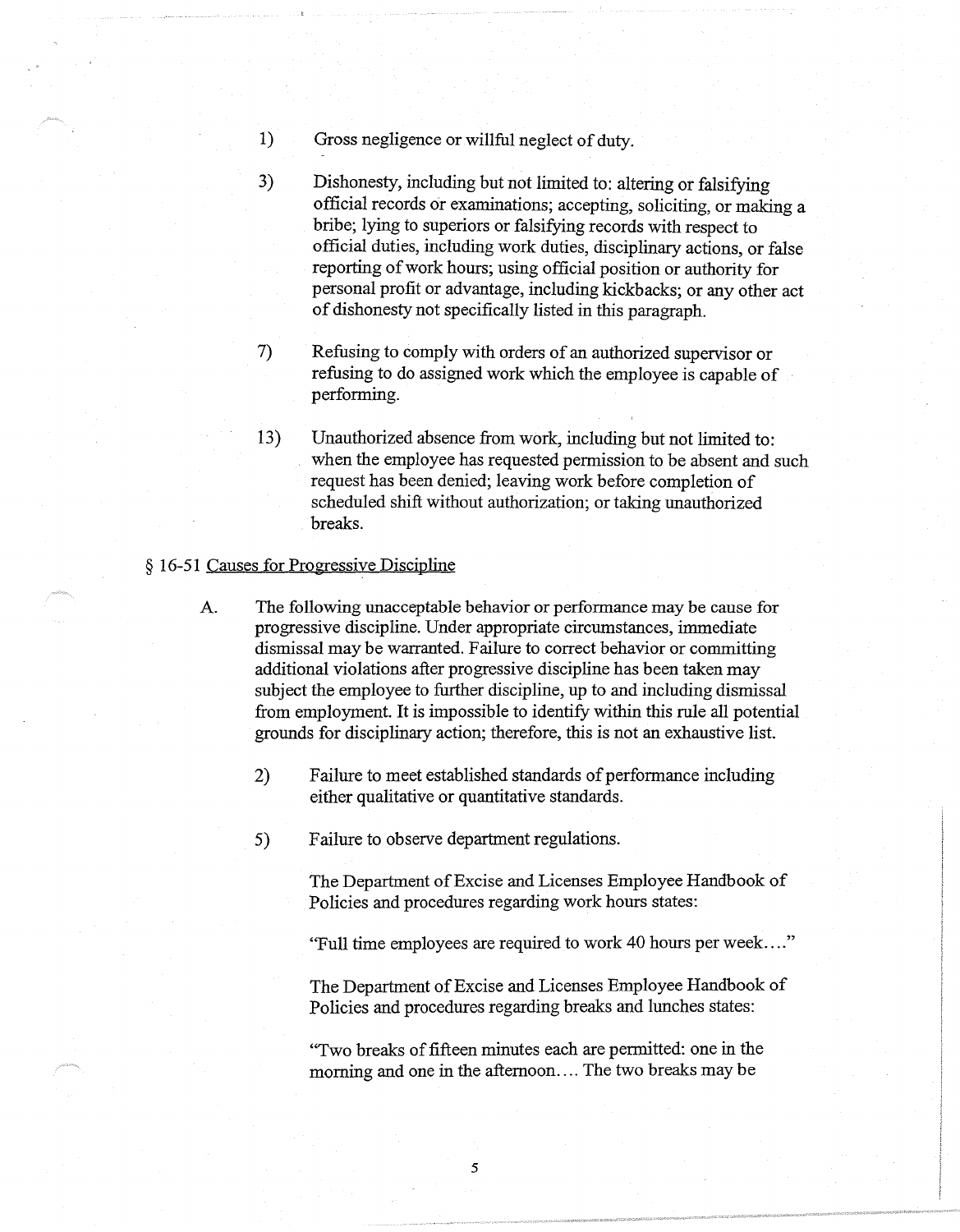1) Gross negligence or willful neglect of duty.

3) Dishonesty, including but not limited to: altering or falsifying official records or examinations; accepting, soliciting, or making a bribe; lying to superiors or falsifying records with respect to official duties, including work duties, disciplinary actions, or false reporting of work hours; using official position or authority for personal profit or advantage, including kickbacks; or any other act of dishonesty not specifically listed in this paragraph.

7) Refusing to comply with orders of an authorized supervisor or refusing to do assigned work which the employee is capable of performing.

13) Unauthorized absence from work, including but not limited to: when the employee has requested permission to be absent and such request has been denied; leaving work before completion of scheduled shift without authorization; or taking unauthorized breaks.

§ 16-51 Causes for Progressive Discipline

A. The following unacceptable behavior or performance may be cause for progressive discipline. Under appropriate circumstances, immediate dismissal may be warranted. Failure to correct behavior or committing additional violations after progressive discipline has been taken may subject the employee to further discipline, up to and including dismissal from employment. It is impossible to identify within this rule all potential grounds for disciplinary action; therefore, this is not an exhaustive list.

 2) Failure to meet established standards of performance including either qualitative or quantitative standards.

 5) Failure to observe department regulations.

 The Department of Excise and Licenses Employee Handbook of Policies and procedures regarding work hours states:

 "Full time employees are required to work 40 hours per week…."

 The Department of Excise and Licenses Employee Handbook of Policies and procedures regarding breaks and lunches states:

 "Two breaks of fifteen minutes each are permitted: one in the morning and one in the afternoon…. The two breaks may be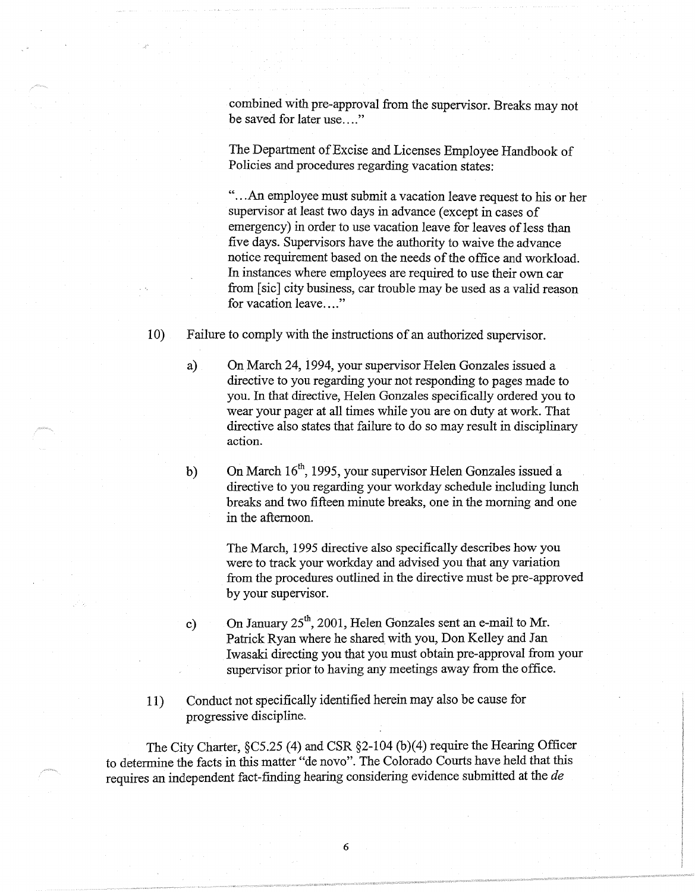combined with pre-approval from the supervisor. Breaks may not be saved for later use...."

The Department of Excise and Licenses Employee Handbook of Policies and procedures regarding vacation states:

"...An employee must submit a vacation leave request to his or her supervisor at least two days in advance (except in cases of emergency) in order to use vacation leave for leaves of less than five days. Supervisors have the authority to waive the advance notice requirement based on the needs of the office and workload. In instances where employees are required to use their own car from [sic] city business, car trouble may be used as a valid reason for vacation leave...."

10) Failure to comply with the instructions of an authorized supervisor.

  a) On March 24, 1994, your supervisor Helen Gonzales issued a directive to you regarding your not responding to pages made to you. In that directive, Helen Gonzales specifically ordered you to wear your pager at all times while you are on duty at work. That directive also states that failure to do so may result in disciplinary action.

  b) On March 16th, 1995, your supervisor Helen Gonzales issued a directive to you regarding your workday schedule including lunch breaks and two fifteen minute breaks, one in the morning and one in the afternoon.

  The March, 1995 directive also specifically describes how you were to track your workday and advised you that any variation from the procedures outlined in the directive must be pre-approved by your supervisor.

  c) On January 25th, 2001, Helen Gonzales sent an e-mail to Mr. Patrick Ryan where he shared with you, Don Kelley and Jan Iwasaki directing you that you must obtain pre-approval from your supervisor prior to having any meetings away from the office.

11) Conduct not specifically identified herein may also be cause for progressive discipline.

The City Charter, §C5.25 (4) and CSR §2-104 (b)(4) require the Hearing Officer to determine the facts in this matter "de novo". The Colorado Courts have held that this requires an independent fact-finding hearing considering evidence submitted at the *de*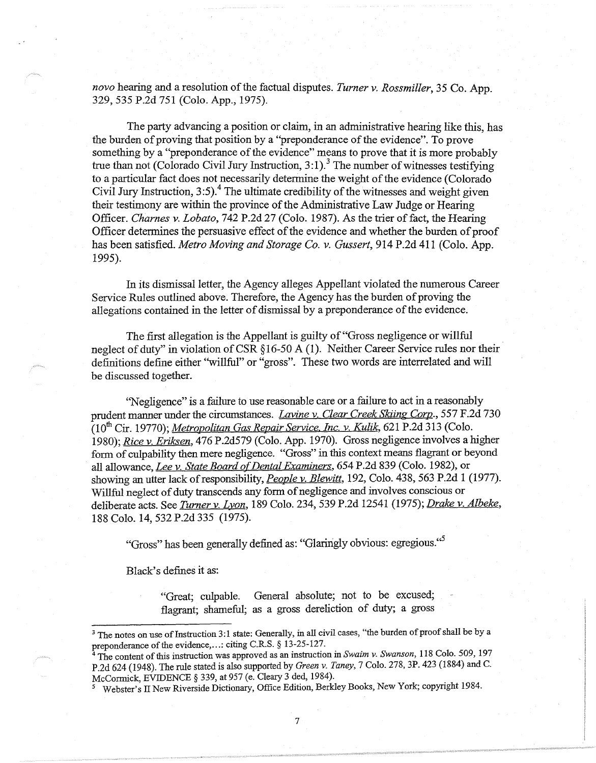*novo* hearing and a resolution of the factual disputes. *Turner v. Rossmiller*, 35 Co. App. 329, 535 P.2d 751 (Colo. App., 1975).

The party advancing a position or claim, in an administrative hearing like this, has the burden of proving that position by a "preponderance of the evidence". To prove something by a "preponderance of the evidence" means to prove that it is more probably true than not (Colorado Civil Jury Instruction, 3:1).[3] The number of witnesses testifying to a particular fact does not necessarily determine the weight of the evidence (Colorado Civil Jury Instruction, 3:5).[4] The ultimate credibility of the witnesses and weight given their testimony are within the province of the Administrative Law Judge or Hearing Officer. *Charnes v. Lobato*, 742 P.2d 27 (Colo. 1987). As the trier of fact, the Hearing Officer determines the persuasive effect of the evidence and whether the burden of proof has been satisfied. *Metro Moving and Storage Co. v. Gussert*, 914 P.2d 411 (Colo. App. 1995).

In its dismissal letter, the Agency alleges Appellant violated the numerous Career Service Rules outlined above. Therefore, the Agency has the burden of proving the allegations contained in the letter of dismissal by a preponderance of the evidence.

The first allegation is the Appellant is guilty of "Gross negligence or willful neglect of duty" in violation of CSR §16-50 A (1). Neither Career Service rules nor their definitions define either "willful" or "gross". These two words are interrelated and will be discussed together.

"Negligence" is a failure to use reasonable care or a failure to act in a reasonably prudent manner under the circumstances. *Lavine v. Clear Creek Skiing Corp.*, 557 F.2d 730 (10th Cir. 19770); *Metropolitan Gas Repair Service, Inc. v. Kulik*, 621 P.2d 313 (Colo. 1980); *Rice v. Eriksen*, 476 P.2d579 (Colo. App. 1970). Gross negligence involves a higher form of culpability then mere negligence. "Gross" in this context means flagrant or beyond all allowance, *Lee v. State Board of Dental Examiners*, 654 P.2d 839 (Colo. 1982), or showing an utter lack of responsibility, *People v. Blewitt*, 192, Colo. 438, 563 P.2d 1 (1977). Willful neglect of duty transcends any form of negligence and involves conscious or deliberate acts. See *Turner v. Lyon*, 189 Colo. 234, 539 P.2d 12541 (1975); *Drake v. Albeke*, 188 Colo. 14, 532 P.2d 335 (1975).

"Gross" has been generally defined as: "Glaringly obvious: egregious."[5]

Black's defines it as:

> "Great; culpable. General absolute; not to be excused; flagrant; shameful; as a gross dereliction of duty; a gross

---

[3] The notes on use of Instruction 3:1 state: Generally, in all civil cases, "the burden of proof shall be by a preponderance of the evidence,...: citing C.R.S. § 13-25-127.

[4] The content of this instruction was approved as an instruction in *Swaim v. Swanson*, 118 Colo. 509, 197 P.2d 624 (1948). The rule stated is also supported by *Green v. Taney*, 7 Colo. 278, 3P. 423 (1884) and C. McCormick, EVIDENCE § 339, at 957 (e. Cleary 3 ded, 1984).

[5] Webster's II New Riverside Dictionary, Office Edition, Berkley Books, New York; copyright 1984.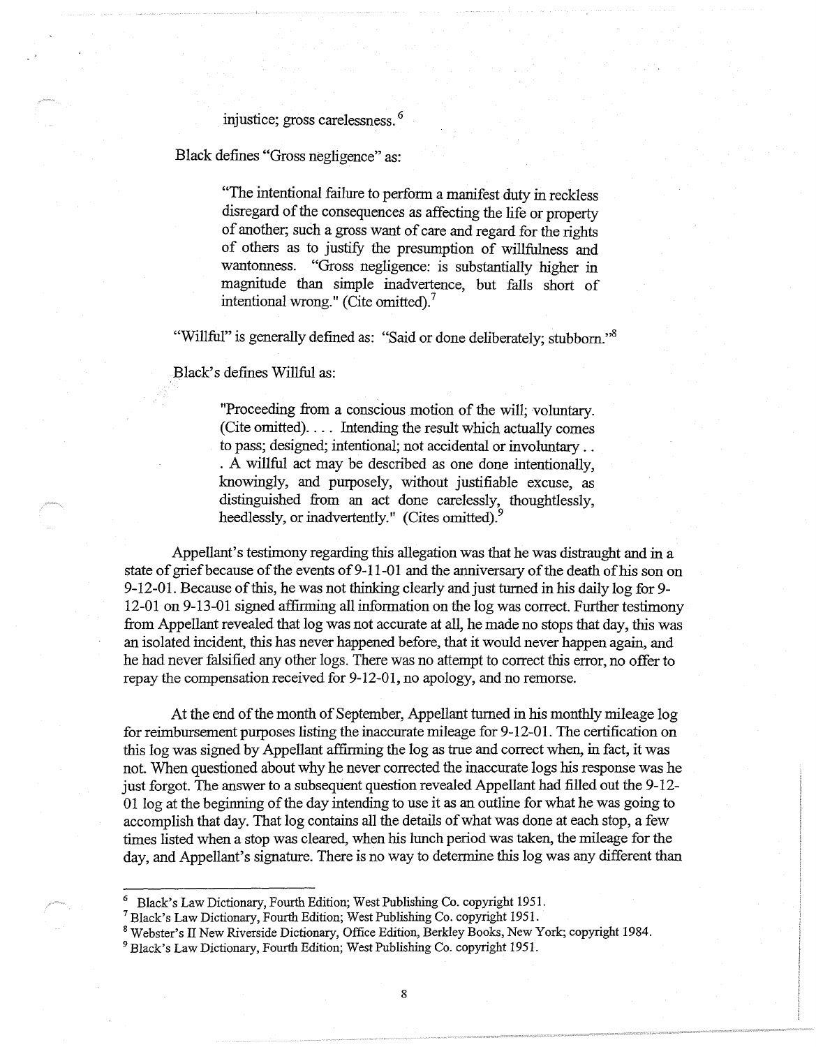injustice; gross carelessness.[6]

Black defines "Gross negligence" as:

> "The intentional failure to perform a manifest duty in reckless disregard of the consequences as affecting the life or property of another; such a gross want of care and regard for the rights of others as to justify the presumption of willfulness and wantonness. "Gross negligence: is substantially higher in magnitude than simple inadvertence, but falls short of intentional wrong." (Cite omitted).[7]

"Willful" is generally defined as: "Said or done deliberately; stubborn."[8]

Black's defines Willful as:

> "Proceeding from a conscious motion of the will; voluntary. (Cite omitted). . . . Intending the result which actually comes to pass; designed; intentional; not accidental or involuntary . . . A willful act may be described as one done intentionally, knowingly, and purposely, without justifiable excuse, as distinguished from an act done carelessly, thoughtlessly, heedlessly, or inadvertently." (Cites omitted).[9]

Appellant's testimony regarding this allegation was that he was distraught and in a state of grief because of the events of 9-11-01 and the anniversary of the death of his son on 9-12-01. Because of this, he was not thinking clearly and just turned in his daily log for 9-12-01 on 9-13-01 signed affirming all information on the log was correct. Further testimony from Appellant revealed that log was not accurate at all, he made no stops that day, this was an isolated incident, this has never happened before, that it would never happen again, and he had never falsified any other logs. There was no attempt to correct this error, no offer to repay the compensation received for 9-12-01, no apology, and no remorse.

At the end of the month of September, Appellant turned in his monthly mileage log for reimbursement purposes listing the inaccurate mileage for 9-12-01. The certification on this log was signed by Appellant affirming the log as true and correct when, in fact, it was not. When questioned about why he never corrected the inaccurate logs his response was he just forgot. The answer to a subsequent question revealed Appellant had filled out the 9-12-01 log at the beginning of the day intending to use it as an outline for what he was going to accomplish that day. That log contains all the details of what was done at each stop, a few times listed when a stop was cleared, when his lunch period was taken, the mileage for the day, and Appellant's signature. There is no way to determine this log was any different than

---

[6] Black's Law Dictionary, Fourth Edition; West Publishing Co. copyright 1951.

[7] Black's Law Dictionary, Fourth Edition; West Publishing Co. copyright 1951.

[8] Webster's II New Riverside Dictionary, Office Edition, Berkley Books, New York; copyright 1984.

[9] Black's Law Dictionary, Fourth Edition; West Publishing Co. copyright 1951.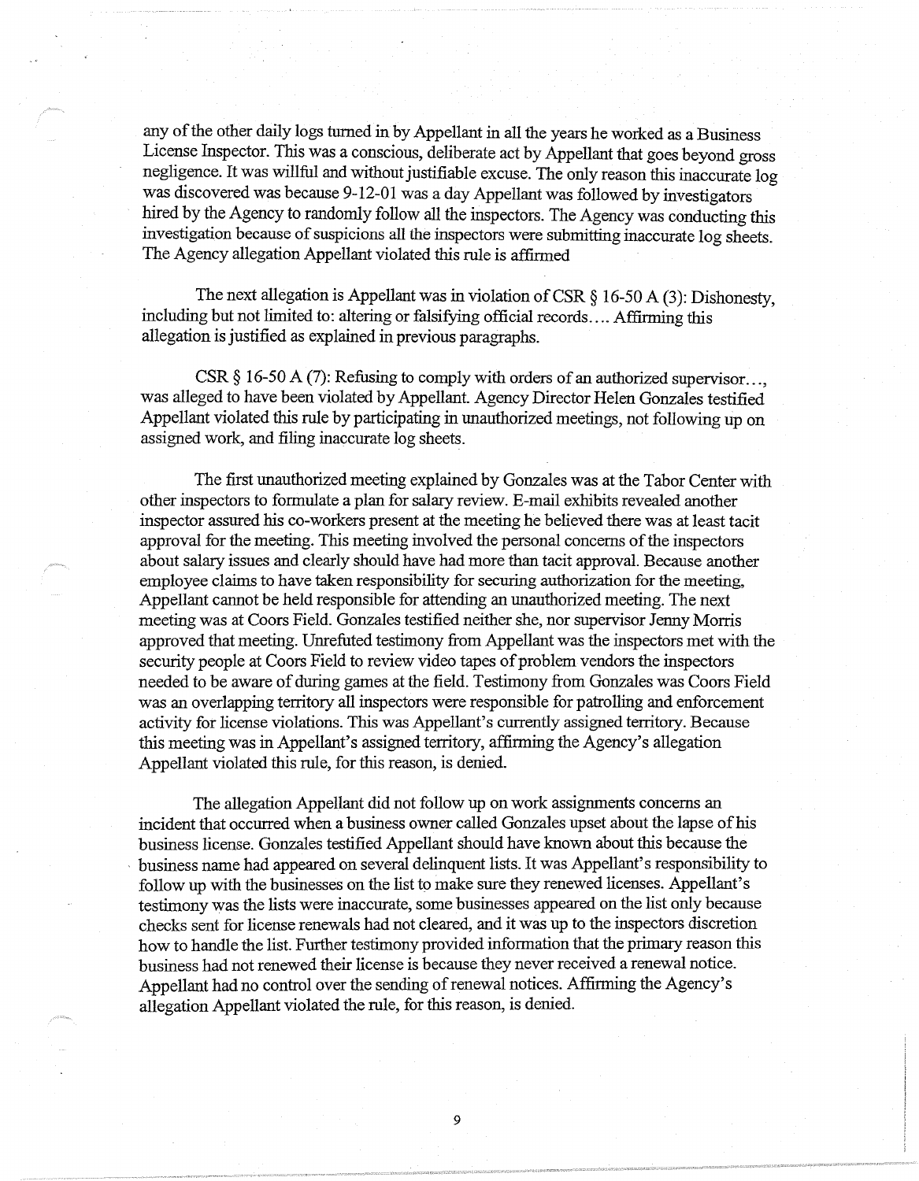any of the other daily logs turned in by Appellant in all the years he worked as a Business License Inspector. This was a conscious, deliberate act by Appellant that goes beyond gross negligence. It was willful and without justifiable excuse. The only reason this inaccurate log was discovered was because 9-12-01 was a day Appellant was followed by investigators hired by the Agency to randomly follow all the inspectors. The Agency was conducting this investigation because of suspicions all the inspectors were submitting inaccurate log sheets. The Agency allegation Appellant violated this rule is affirmed

The next allegation is Appellant was in violation of CSR § 16-50 A (3): Dishonesty, including but not limited to: altering or falsifying official records…. Affirming this allegation is justified as explained in previous paragraphs.

CSR § 16-50 A (7): Refusing to comply with orders of an authorized supervisor…, was alleged to have been violated by Appellant. Agency Director Helen Gonzales testified Appellant violated this rule by participating in unauthorized meetings, not following up on assigned work, and filing inaccurate log sheets.

The first unauthorized meeting explained by Gonzales was at the Tabor Center with other inspectors to formulate a plan for salary review. E-mail exhibits revealed another inspector assured his co-workers present at the meeting he believed there was at least tacit approval for the meeting. This meeting involved the personal concerns of the inspectors about salary issues and clearly should have had more than tacit approval. Because another employee claims to have taken responsibility for securing authorization for the meeting, Appellant cannot be held responsible for attending an unauthorized meeting. The next meeting was at Coors Field. Gonzales testified neither she, nor supervisor Jenny Morris approved that meeting. Unrefuted testimony from Appellant was the inspectors met with the security people at Coors Field to review video tapes of problem vendors the inspectors needed to be aware of during games at the field. Testimony from Gonzales was Coors Field was an overlapping territory all inspectors were responsible for patrolling and enforcement activity for license violations. This was Appellant's currently assigned territory. Because this meeting was in Appellant's assigned territory, affirming the Agency's allegation Appellant violated this rule, for this reason, is denied.

The allegation Appellant did not follow up on work assignments concerns an incident that occurred when a business owner called Gonzales upset about the lapse of his business license. Gonzales testified Appellant should have known about this because the business name had appeared on several delinquent lists. It was Appellant's responsibility to follow up with the businesses on the list to make sure they renewed licenses. Appellant's testimony was the lists were inaccurate, some businesses appeared on the list only because checks sent for license renewals had not cleared, and it was up to the inspectors discretion how to handle the list. Further testimony provided information that the primary reason this business had not renewed their license is because they never received a renewal notice. Appellant had no control over the sending of renewal notices. Affirming the Agency's allegation Appellant violated the rule, for this reason, is denied.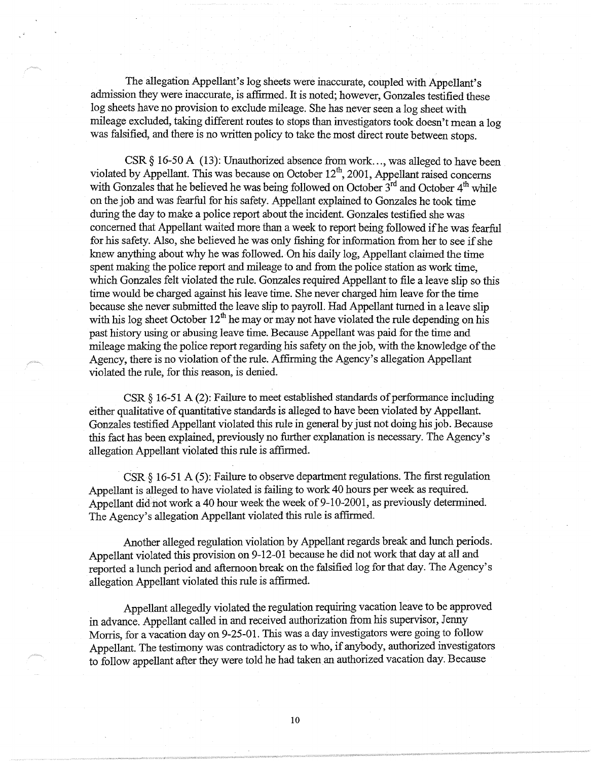The allegation Appellant's log sheets were inaccurate, coupled with Appellant's admission they were inaccurate, is affirmed. It is noted; however, Gonzales testified these log sheets have no provision to exclude mileage. She has never seen a log sheet with mileage excluded, taking different routes to stops than investigators took doesn't mean a log was falsified, and there is no written policy to take the most direct route between stops.

CSR § 16-50 A (13): Unauthorized absence from work..., was alleged to have been violated by Appellant. This was because on October 12th, 2001, Appellant raised concerns with Gonzales that he believed he was being followed on October 3rd and October 4th while on the job and was fearful for his safety. Appellant explained to Gonzales he took time during the day to make a police report about the incident. Gonzales testified she was concerned that Appellant waited more than a week to report being followed if he was fearful for his safety. Also, she believed he was only fishing for information from her to see if she knew anything about why he was followed. On his daily log, Appellant claimed the time spent making the police report and mileage to and from the police station as work time, which Gonzales felt violated the rule. Gonzales required Appellant to file a leave slip so this time would be charged against his leave time. She never charged him leave for the time because she never submitted the leave slip to payroll. Had Appellant turned in a leave slip with his log sheet October 12th he may or may not have violated the rule depending on his past history using or abusing leave time. Because Appellant was paid for the time and mileage making the police report regarding his safety on the job, with the knowledge of the Agency, there is no violation of the rule. Affirming the Agency's allegation Appellant violated the rule, for this reason, is denied.

CSR § 16-51 A (2): Failure to meet established standards of performance including either qualitative of quantitative standards is alleged to have been violated by Appellant. Gonzales testified Appellant violated this rule in general by just not doing his job. Because this fact has been explained, previously no further explanation is necessary. The Agency's allegation Appellant violated this rule is affirmed.

CSR § 16-51 A (5): Failure to observe department regulations. The first regulation Appellant is alleged to have violated is failing to work 40 hours per week as required. Appellant did not work a 40 hour week the week of 9-10-2001, as previously determined. The Agency's allegation Appellant violated this rule is affirmed.

Another alleged regulation violation by Appellant regards break and lunch periods. Appellant violated this provision on 9-12-01 because he did not work that day at all and reported a lunch period and afternoon break on the falsified log for that day. The Agency's allegation Appellant violated this rule is affirmed.

Appellant allegedly violated the regulation requiring vacation leave to be approved in advance. Appellant called in and received authorization from his supervisor, Jenny Morris, for a vacation day on 9-25-01. This was a day investigators were going to follow Appellant. The testimony was contradictory as to who, if anybody, authorized investigators to follow appellant after they were told he had taken an authorized vacation day. Because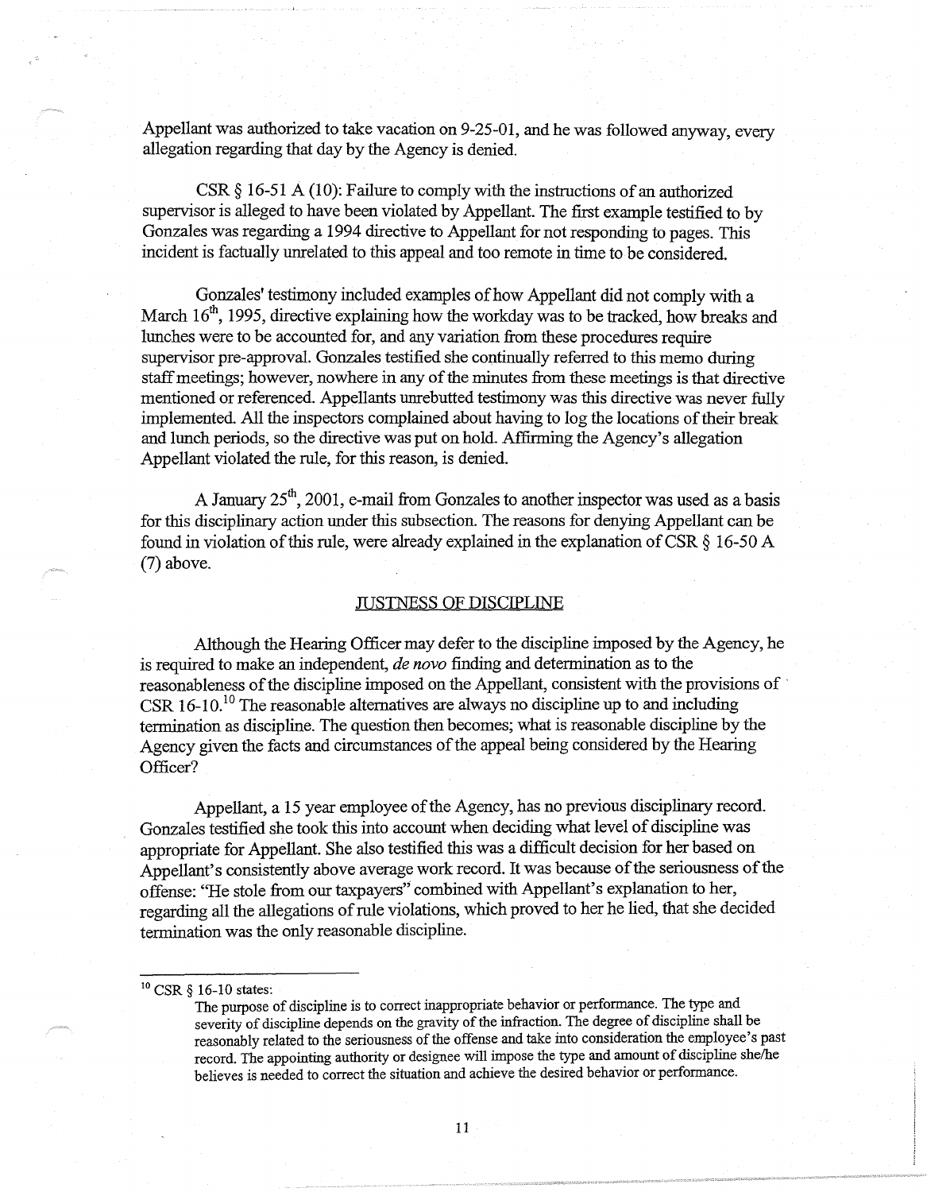Appellant was authorized to take vacation on 9-25-01, and he was followed anyway, every allegation regarding that day by the Agency is denied.

CSR § 16-51 A (10): Failure to comply with the instructions of an authorized supervisor is alleged to have been violated by Appellant. The first example testified to by Gonzales was regarding a 1994 directive to Appellant for not responding to pages. This incident is factually unrelated to this appeal and too remote in time to be considered.

Gonzales' testimony included examples of how Appellant did not comply with a March 16th, 1995, directive explaining how the workday was to be tracked, how breaks and lunches were to be accounted for, and any variation from these procedures require supervisor pre-approval. Gonzales testified she continually referred to this memo during staff meetings; however, nowhere in any of the minutes from these meetings is that directive mentioned or referenced. Appellants unrebutted testimony was this directive was never fully implemented. All the inspectors complained about having to log the locations of their break and lunch periods, so the directive was put on hold. Affirming the Agency's allegation Appellant violated the rule, for this reason, is denied.

A January 25th, 2001, e-mail from Gonzales to another inspector was used as a basis for this disciplinary action under this subsection. The reasons for denying Appellant can be found in violation of this rule, were already explained in the explanation of CSR § 16-50 A (7) above.

## JUSTNESS OF DISCIPLINE

Although the Hearing Officer may defer to the discipline imposed by the Agency, he is required to make an independent, *de novo* finding and determination as to the reasonableness of the discipline imposed on the Appellant, consistent with the provisions of CSR 16-10.[10] The reasonable alternatives are always no discipline up to and including termination as discipline. The question then becomes; what is reasonable discipline by the Agency given the facts and circumstances of the appeal being considered by the Hearing Officer?

Appellant, a 15 year employee of the Agency, has no previous disciplinary record. Gonzales testified she took this into account when deciding what level of discipline was appropriate for Appellant. She also testified this was a difficult decision for her based on Appellant's consistently above average work record. It was because of the seriousness of the offense: "He stole from our taxpayers" combined with Appellant's explanation to her, regarding all the allegations of rule violations, which proved to her he lied, that she decided termination was the only reasonable discipline.

---

[10] CSR § 16-10 states:

> The purpose of discipline is to correct inappropriate behavior or performance. The type and severity of discipline depends on the gravity of the infraction. The degree of discipline shall be reasonably related to the seriousness of the offense and take into consideration the employee's past record. The appointing authority or designee will impose the type and amount of discipline she/he believes is needed to correct the situation and achieve the desired behavior or performance.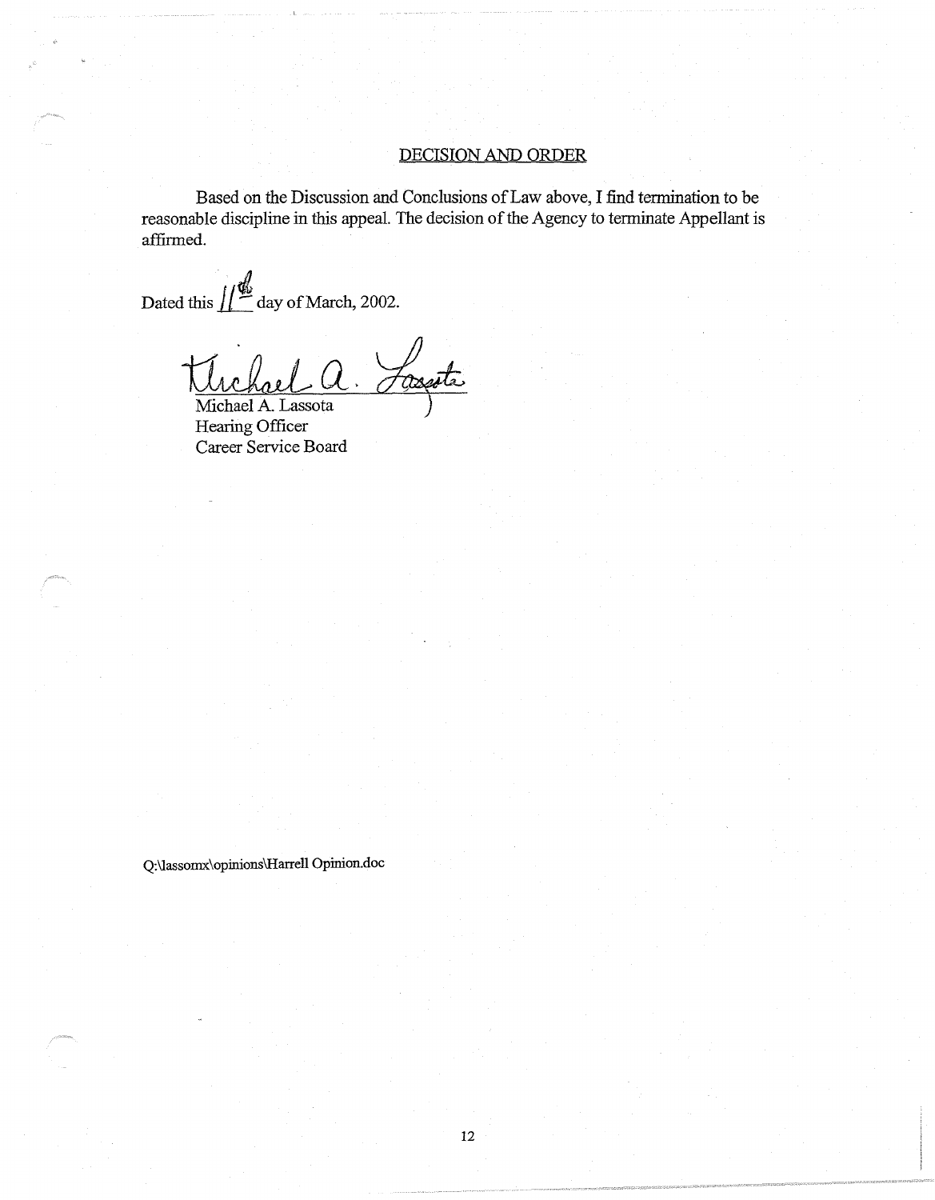## DECISION AND ORDER

Based on the Discussion and Conclusions of Law above, I find termination to be reasonable discipline in this appeal. The decision of the Agency to terminate Appellant is affirmed.

Dated this 11th day of March, 2002.

Michael A. Lassota
Hearing Officer
Career Service Board

Q:\lassomx\opinions\Harrell Opinion.doc